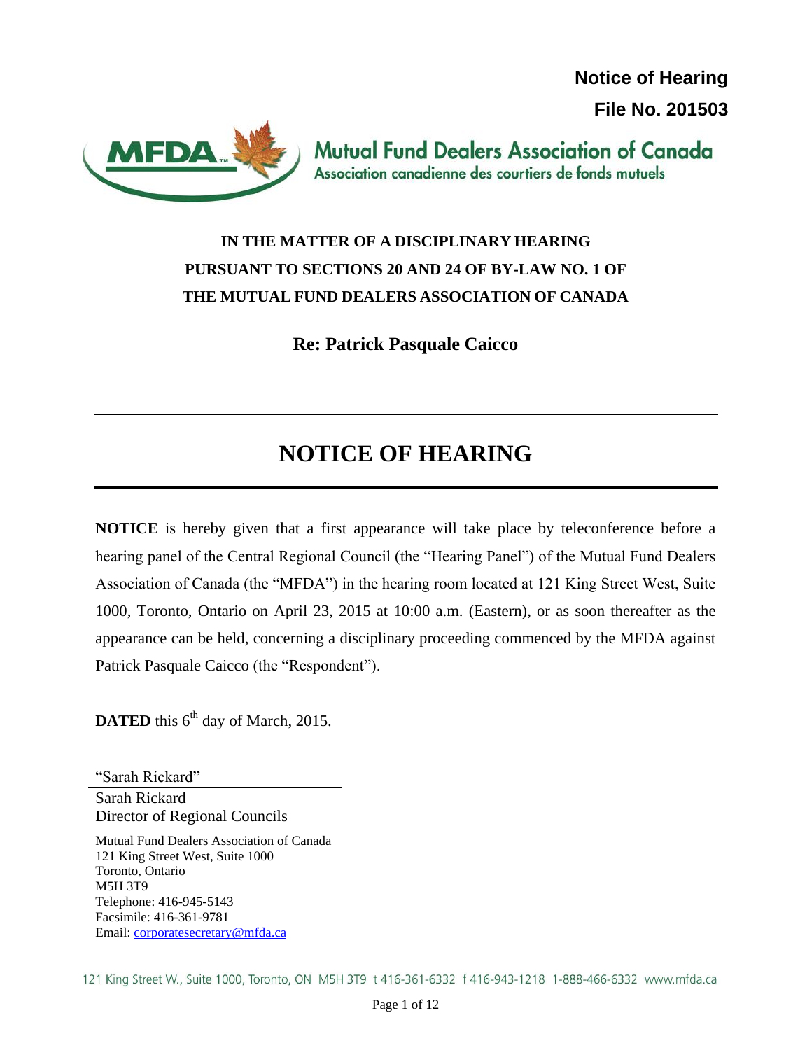**Notice of Hearing**

**File No. 201503**

Mutual Fund Dealers Association of Canada
Association canadienne des courtiers de fonds mutuels

**IN THE MATTER OF A DISCIPLINARY HEARING PURSUANT TO SECTIONS 20 AND 24 OF BY-LAW NO. 1 OF THE MUTUAL FUND DEALERS ASSOCIATION OF CANADA**

**Re: Patrick Pasquale Caicco**

---

# NOTICE OF HEARING

---

**NOTICE** is hereby given that a first appearance will take place by teleconference before a hearing panel of the Central Regional Council (the "Hearing Panel") of the Mutual Fund Dealers Association of Canada (the "MFDA") in the hearing room located at 121 King Street West, Suite 1000, Toronto, Ontario on April 23, 2015 at 10:00 a.m. (Eastern), or as soon thereafter as the appearance can be held, concerning a disciplinary proceeding commenced by the MFDA against Patrick Pasquale Caicco (the "Respondent").

**DATED** this 6th day of March, 2015.

"Sarah Rickard"
Sarah Rickard
Director of Regional Councils

Mutual Fund Dealers Association of Canada
121 King Street West, Suite 1000
Toronto, Ontario
M5H 3T9
Telephone: 416-945-5143
Facsimile: 416-361-9781
Email: corporatesecretary@mfda.ca

121 King Street W., Suite 1000, Toronto, ON M5H 3T9 t 416-361-6332 f 416-943-1218 1-888-466-6332 www.mfda.ca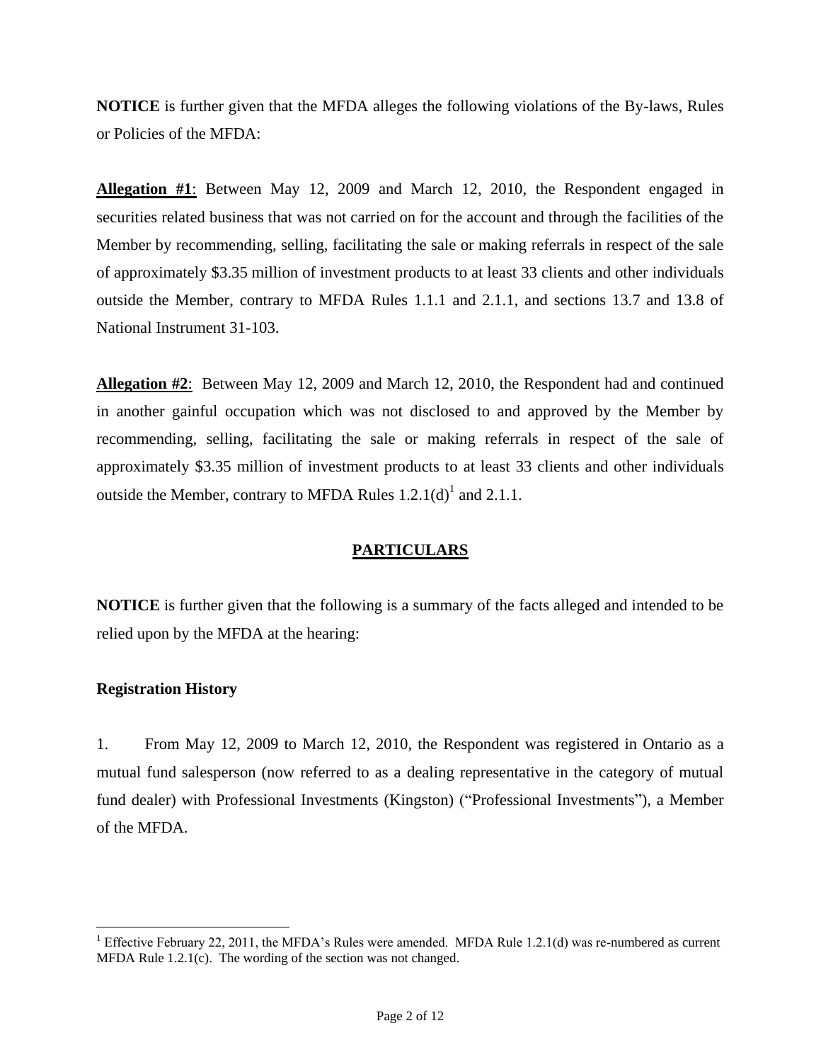**NOTICE** is further given that the MFDA alleges the following violations of the By-laws, Rules or Policies of the MFDA:

**Allegation #1**: Between May 12, 2009 and March 12, 2010, the Respondent engaged in securities related business that was not carried on for the account and through the facilities of the Member by recommending, selling, facilitating the sale or making referrals in respect of the sale of approximately $3.35 million of investment products to at least 33 clients and other individuals outside the Member, contrary to MFDA Rules 1.1.1 and 2.1.1, and sections 13.7 and 13.8 of National Instrument 31-103.

**Allegation #2**: Between May 12, 2009 and March 12, 2010, the Respondent had and continued in another gainful occupation which was not disclosed to and approved by the Member by recommending, selling, facilitating the sale or making referrals in respect of the sale of approximately $3.35 million of investment products to at least 33 clients and other individuals outside the Member, contrary to MFDA Rules 1.2.1(d)[1] and 2.1.1.

## PARTICULARS

**NOTICE** is further given that the following is a summary of the facts alleged and intended to be relied upon by the MFDA at the hearing:

### Registration History

1. From May 12, 2009 to March 12, 2010, the Respondent was registered in Ontario as a mutual fund salesperson (now referred to as a dealing representative in the category of mutual fund dealer) with Professional Investments (Kingston) ("Professional Investments"), a Member of the MFDA.

[1] Effective February 22, 2011, the MFDA's Rules were amended. MFDA Rule 1.2.1(d) was re-numbered as current MFDA Rule 1.2.1(c). The wording of the section was not changed.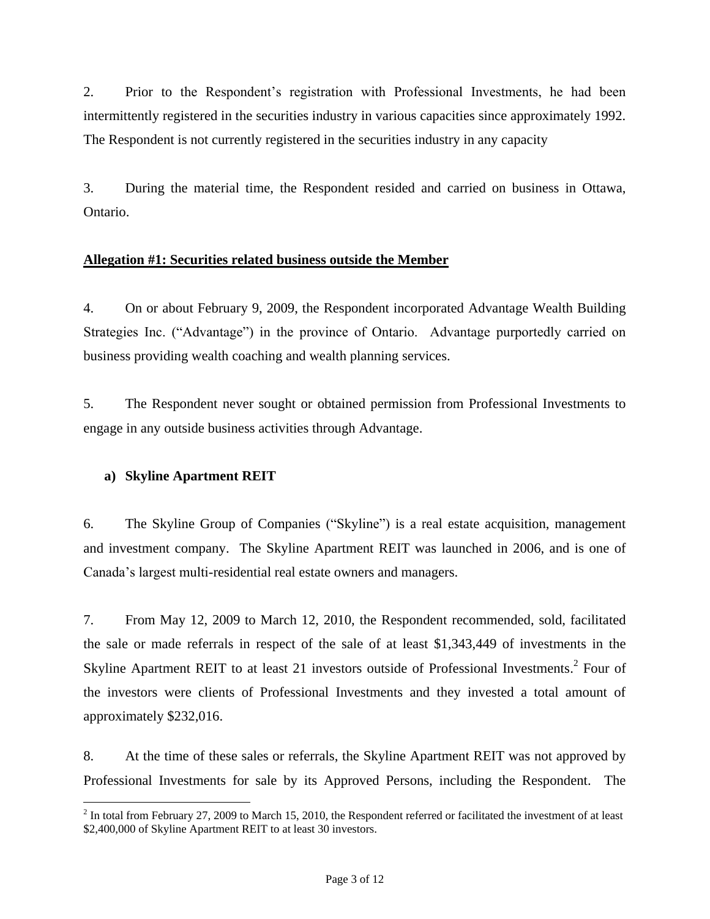2. Prior to the Respondent's registration with Professional Investments, he had been intermittently registered in the securities industry in various capacities since approximately 1992. The Respondent is not currently registered in the securities industry in any capacity

3. During the material time, the Respondent resided and carried on business in Ottawa, Ontario.

**Allegation #1: Securities related business outside the Member**

4. On or about February 9, 2009, the Respondent incorporated Advantage Wealth Building Strategies Inc. ("Advantage") in the province of Ontario. Advantage purportedly carried on business providing wealth coaching and wealth planning services.

5. The Respondent never sought or obtained permission from Professional Investments to engage in any outside business activities through Advantage.

**a) Skyline Apartment REIT**

6. The Skyline Group of Companies ("Skyline") is a real estate acquisition, management and investment company. The Skyline Apartment REIT was launched in 2006, and is one of Canada's largest multi-residential real estate owners and managers.

7. From May 12, 2009 to March 12, 2010, the Respondent recommended, sold, facilitated the sale or made referrals in respect of the sale of at least $1,343,449 of investments in the Skyline Apartment REIT to at least 21 investors outside of Professional Investments.[2] Four of the investors were clients of Professional Investments and they invested a total amount of approximately $232,016.

8. At the time of these sales or referrals, the Skyline Apartment REIT was not approved by Professional Investments for sale by its Approved Persons, including the Respondent. The

[2] In total from February 27, 2009 to March 15, 2010, the Respondent referred or facilitated the investment of at least $2,400,000 of Skyline Apartment REIT to at least 30 investors.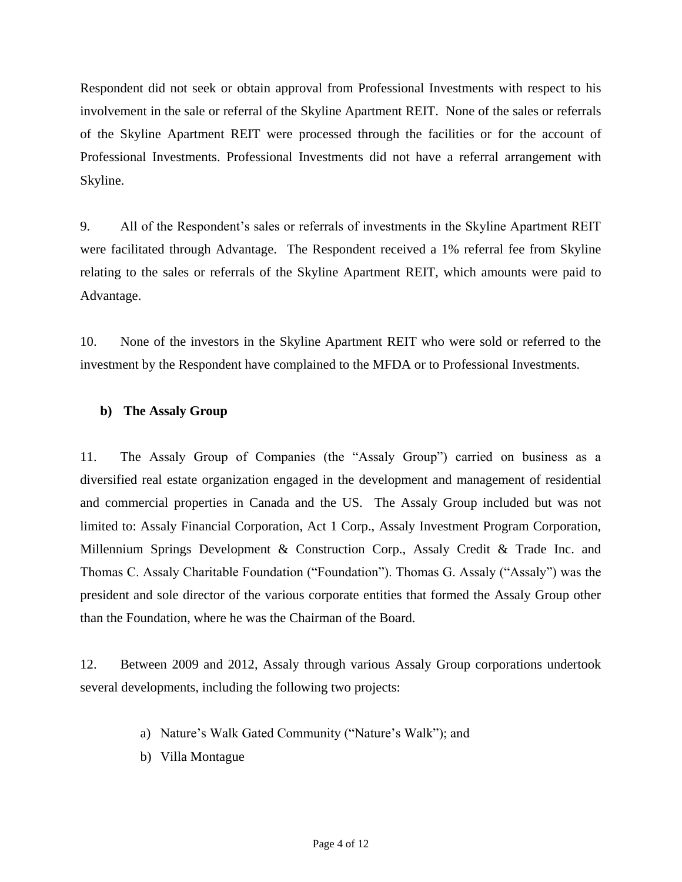Respondent did not seek or obtain approval from Professional Investments with respect to his involvement in the sale or referral of the Skyline Apartment REIT. None of the sales or referrals of the Skyline Apartment REIT were processed through the facilities or for the account of Professional Investments. Professional Investments did not have a referral arrangement with Skyline.

9. All of the Respondent's sales or referrals of investments in the Skyline Apartment REIT were facilitated through Advantage. The Respondent received a 1% referral fee from Skyline relating to the sales or referrals of the Skyline Apartment REIT, which amounts were paid to Advantage.

10. None of the investors in the Skyline Apartment REIT who were sold or referred to the investment by the Respondent have complained to the MFDA or to Professional Investments.

**b) The Assaly Group**

11. The Assaly Group of Companies (the "Assaly Group") carried on business as a diversified real estate organization engaged in the development and management of residential and commercial properties in Canada and the US. The Assaly Group included but was not limited to: Assaly Financial Corporation, Act 1 Corp., Assaly Investment Program Corporation, Millennium Springs Development & Construction Corp., Assaly Credit & Trade Inc. and Thomas C. Assaly Charitable Foundation ("Foundation"). Thomas G. Assaly ("Assaly") was the president and sole director of the various corporate entities that formed the Assaly Group other than the Foundation, where he was the Chairman of the Board.

12. Between 2009 and 2012, Assaly through various Assaly Group corporations undertook several developments, including the following two projects:

a) Nature's Walk Gated Community ("Nature's Walk"); and
b) Villa Montague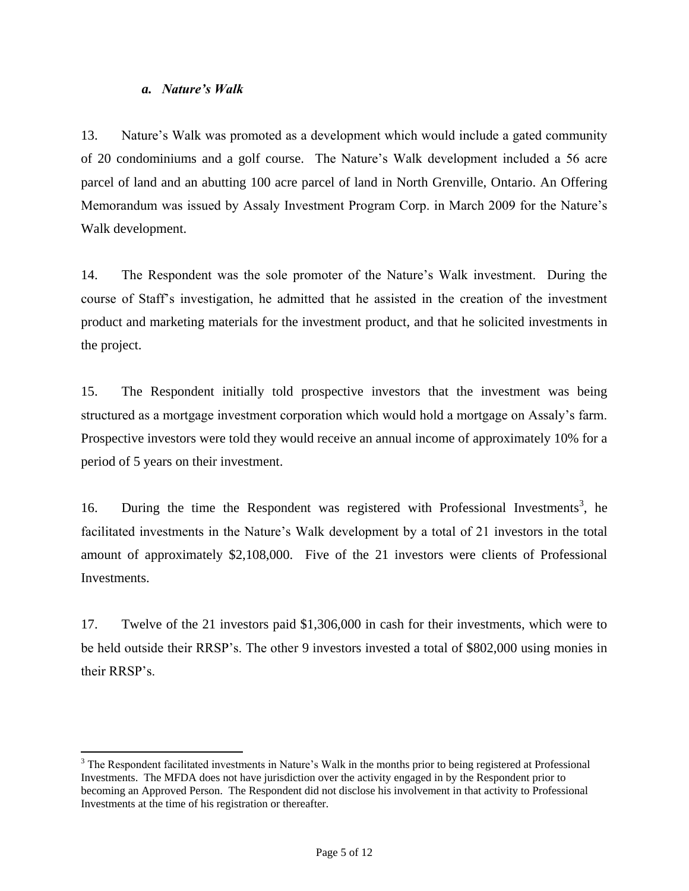### *a. Nature's Walk*

13. Nature's Walk was promoted as a development which would include a gated community of 20 condominiums and a golf course. The Nature's Walk development included a 56 acre parcel of land and an abutting 100 acre parcel of land in North Grenville, Ontario. An Offering Memorandum was issued by Assaly Investment Program Corp. in March 2009 for the Nature's Walk development.

14. The Respondent was the sole promoter of the Nature's Walk investment. During the course of Staff's investigation, he admitted that he assisted in the creation of the investment product and marketing materials for the investment product, and that he solicited investments in the project.

15. The Respondent initially told prospective investors that the investment was being structured as a mortgage investment corporation which would hold a mortgage on Assaly's farm. Prospective investors were told they would receive an annual income of approximately 10% for a period of 5 years on their investment.

16. During the time the Respondent was registered with Professional Investments[3], he facilitated investments in the Nature's Walk development by a total of 21 investors in the total amount of approximately $2,108,000. Five of the 21 investors were clients of Professional Investments.

17. Twelve of the 21 investors paid $1,306,000 in cash for their investments, which were to be held outside their RRSP's. The other 9 investors invested a total of $802,000 using monies in their RRSP's.

---

[3] The Respondent facilitated investments in Nature's Walk in the months prior to being registered at Professional Investments. The MFDA does not have jurisdiction over the activity engaged in by the Respondent prior to becoming an Approved Person. The Respondent did not disclose his involvement in that activity to Professional Investments at the time of his registration or thereafter.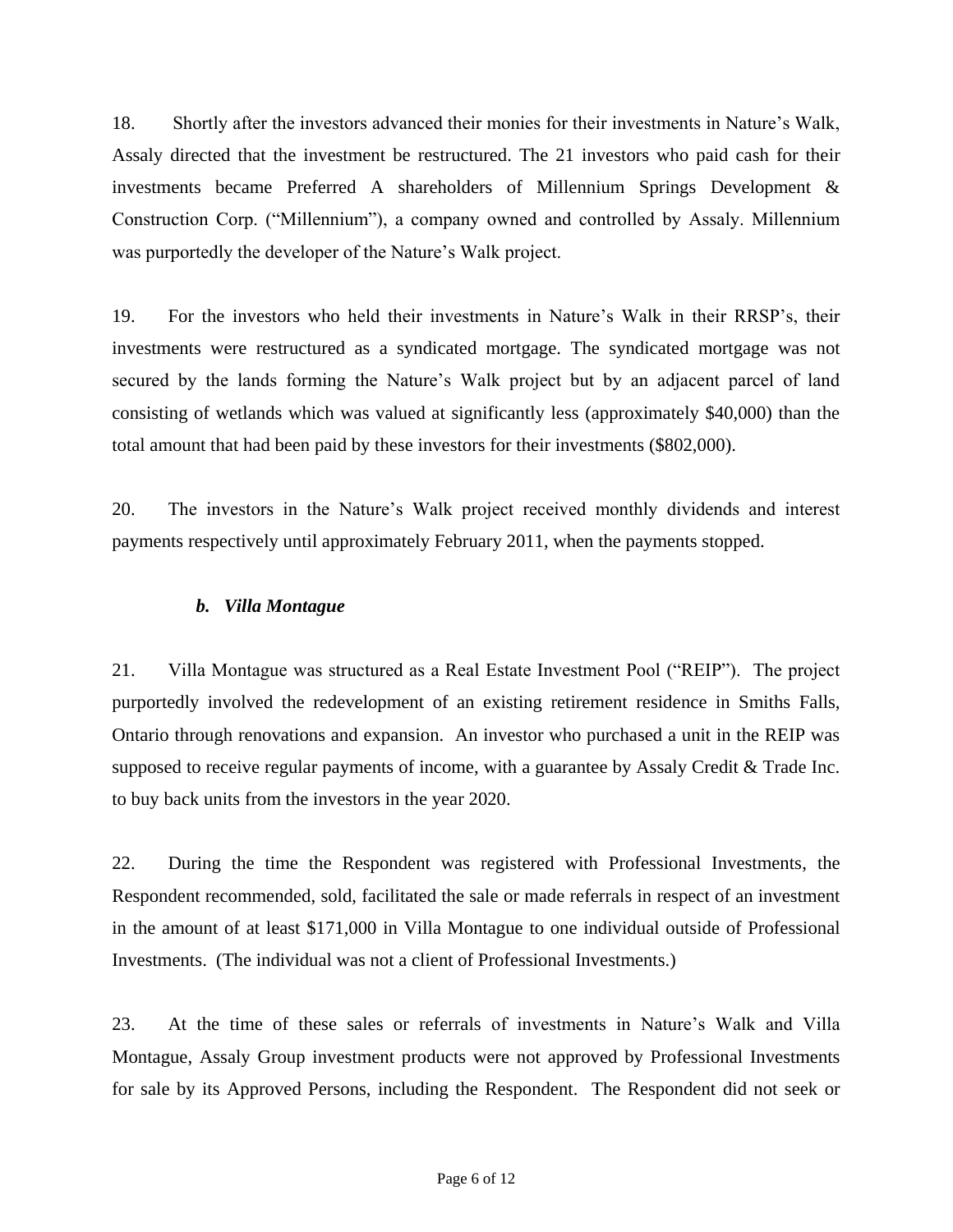18. Shortly after the investors advanced their monies for their investments in Nature's Walk, Assaly directed that the investment be restructured. The 21 investors who paid cash for their investments became Preferred A shareholders of Millennium Springs Development & Construction Corp. ("Millennium"), a company owned and controlled by Assaly. Millennium was purportedly the developer of the Nature's Walk project.

19. For the investors who held their investments in Nature's Walk in their RRSP's, their investments were restructured as a syndicated mortgage. The syndicated mortgage was not secured by the lands forming the Nature's Walk project but by an adjacent parcel of land consisting of wetlands which was valued at significantly less (approximately $40,000) than the total amount that had been paid by these investors for their investments ($802,000).

20. The investors in the Nature's Walk project received monthly dividends and interest payments respectively until approximately February 2011, when the payments stopped.

### *b. Villa Montague*

21. Villa Montague was structured as a Real Estate Investment Pool ("REIP"). The project purportedly involved the redevelopment of an existing retirement residence in Smiths Falls, Ontario through renovations and expansion. An investor who purchased a unit in the REIP was supposed to receive regular payments of income, with a guarantee by Assaly Credit & Trade Inc. to buy back units from the investors in the year 2020.

22. During the time the Respondent was registered with Professional Investments, the Respondent recommended, sold, facilitated the sale or made referrals in respect of an investment in the amount of at least $171,000 in Villa Montague to one individual outside of Professional Investments. (The individual was not a client of Professional Investments.)

23. At the time of these sales or referrals of investments in Nature's Walk and Villa Montague, Assaly Group investment products were not approved by Professional Investments for sale by its Approved Persons, including the Respondent. The Respondent did not seek or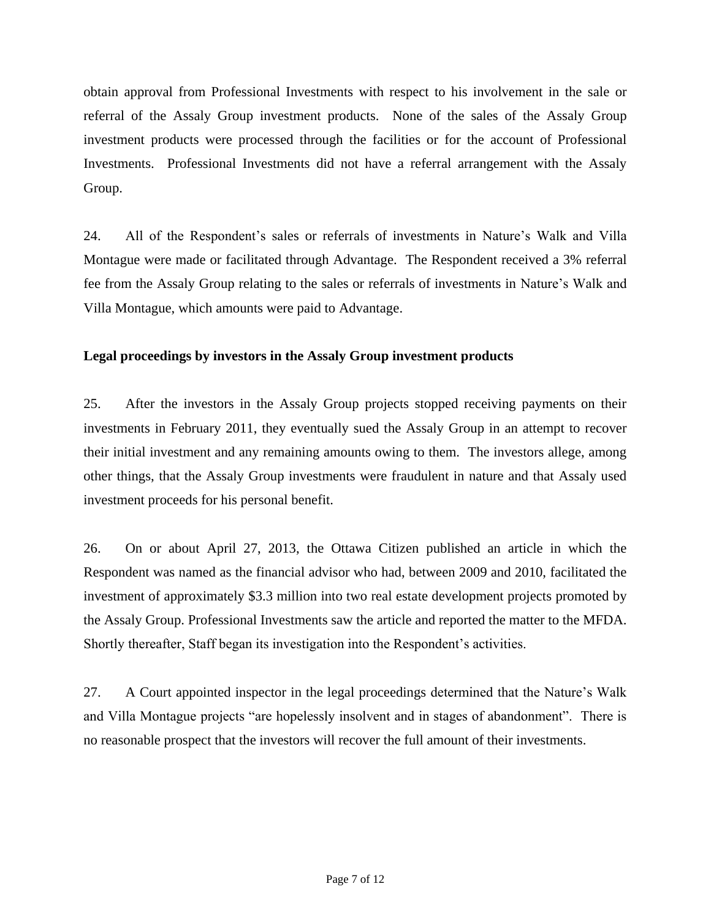obtain approval from Professional Investments with respect to his involvement in the sale or referral of the Assaly Group investment products. None of the sales of the Assaly Group investment products were processed through the facilities or for the account of Professional Investments. Professional Investments did not have a referral arrangement with the Assaly Group.

24. All of the Respondent's sales or referrals of investments in Nature's Walk and Villa Montague were made or facilitated through Advantage. The Respondent received a 3% referral fee from the Assaly Group relating to the sales or referrals of investments in Nature's Walk and Villa Montague, which amounts were paid to Advantage.

**Legal proceedings by investors in the Assaly Group investment products**

25. After the investors in the Assaly Group projects stopped receiving payments on their investments in February 2011, they eventually sued the Assaly Group in an attempt to recover their initial investment and any remaining amounts owing to them. The investors allege, among other things, that the Assaly Group investments were fraudulent in nature and that Assaly used investment proceeds for his personal benefit.

26. On or about April 27, 2013, the Ottawa Citizen published an article in which the Respondent was named as the financial advisor who had, between 2009 and 2010, facilitated the investment of approximately $3.3 million into two real estate development projects promoted by the Assaly Group. Professional Investments saw the article and reported the matter to the MFDA. Shortly thereafter, Staff began its investigation into the Respondent's activities.

27. A Court appointed inspector in the legal proceedings determined that the Nature's Walk and Villa Montague projects "are hopelessly insolvent and in stages of abandonment". There is no reasonable prospect that the investors will recover the full amount of their investments.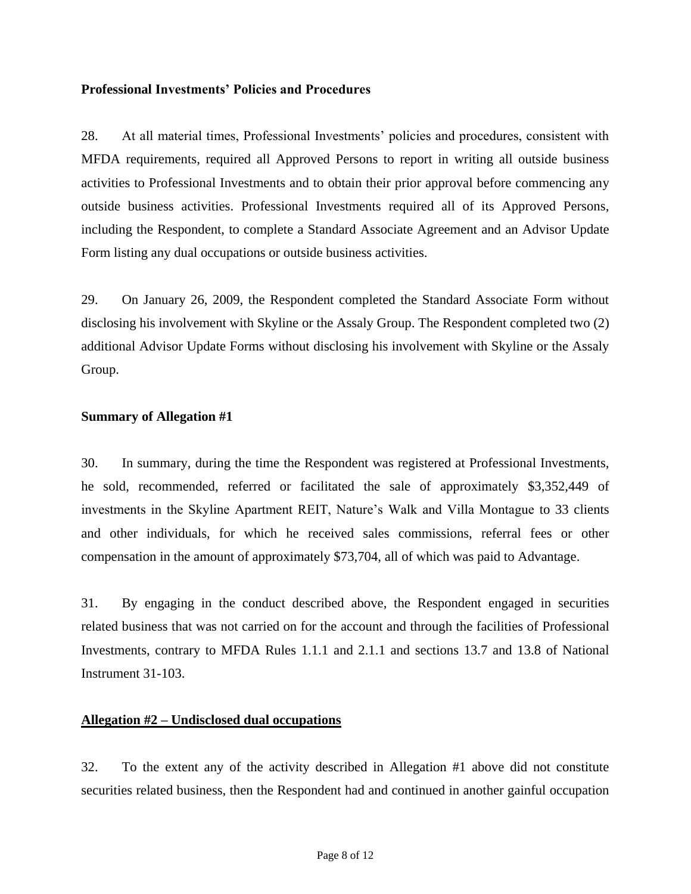**Professional Investments' Policies and Procedures**

28. At all material times, Professional Investments' policies and procedures, consistent with MFDA requirements, required all Approved Persons to report in writing all outside business activities to Professional Investments and to obtain their prior approval before commencing any outside business activities. Professional Investments required all of its Approved Persons, including the Respondent, to complete a Standard Associate Agreement and an Advisor Update Form listing any dual occupations or outside business activities.

29. On January 26, 2009, the Respondent completed the Standard Associate Form without disclosing his involvement with Skyline or the Assaly Group. The Respondent completed two (2) additional Advisor Update Forms without disclosing his involvement with Skyline or the Assaly Group.

**Summary of Allegation #1**

30. In summary, during the time the Respondent was registered at Professional Investments, he sold, recommended, referred or facilitated the sale of approximately $3,352,449 of investments in the Skyline Apartment REIT, Nature's Walk and Villa Montague to 33 clients and other individuals, for which he received sales commissions, referral fees or other compensation in the amount of approximately $73,704, all of which was paid to Advantage.

31. By engaging in the conduct described above, the Respondent engaged in securities related business that was not carried on for the account and through the facilities of Professional Investments, contrary to MFDA Rules 1.1.1 and 2.1.1 and sections 13.7 and 13.8 of National Instrument 31-103.

**Allegation #2 – Undisclosed dual occupations**

32. To the extent any of the activity described in Allegation #1 above did not constitute securities related business, then the Respondent had and continued in another gainful occupation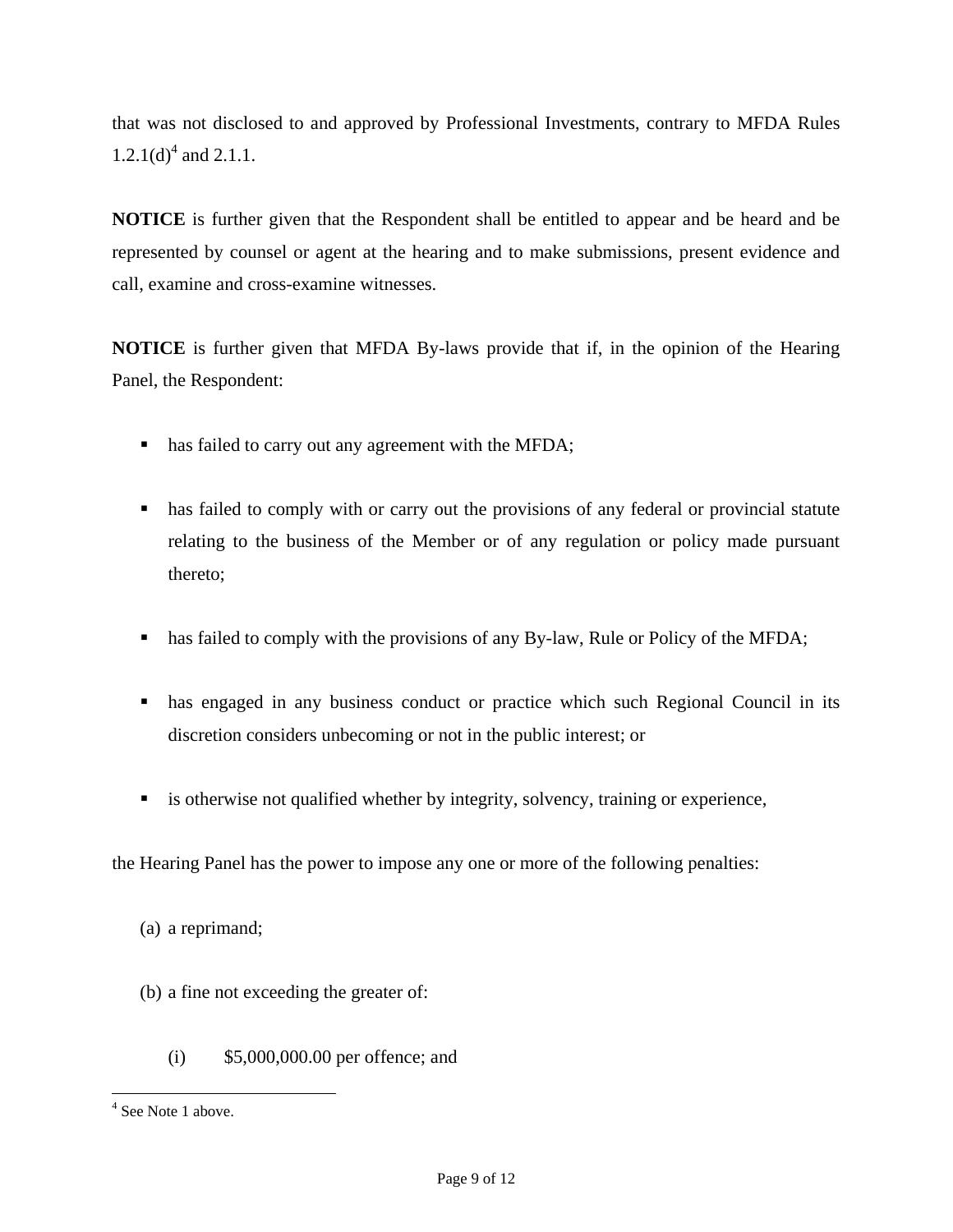that was not disclosed to and approved by Professional Investments, contrary to MFDA Rules 1.2.1(d)[4] and 2.1.1.

**NOTICE** is further given that the Respondent shall be entitled to appear and be heard and be represented by counsel or agent at the hearing and to make submissions, present evidence and call, examine and cross-examine witnesses.

**NOTICE** is further given that MFDA By-laws provide that if, in the opinion of the Hearing Panel, the Respondent:

- has failed to carry out any agreement with the MFDA;
- has failed to comply with or carry out the provisions of any federal or provincial statute relating to the business of the Member or of any regulation or policy made pursuant thereto;
- has failed to comply with the provisions of any By-law, Rule or Policy of the MFDA;
- has engaged in any business conduct or practice which such Regional Council in its discretion considers unbecoming or not in the public interest; or
- is otherwise not qualified whether by integrity, solvency, training or experience,

the Hearing Panel has the power to impose any one or more of the following penalties:

(a) a reprimand;

(b) a fine not exceeding the greater of:

(i) $5,000,000.00 per offence; and

[4] See Note 1 above.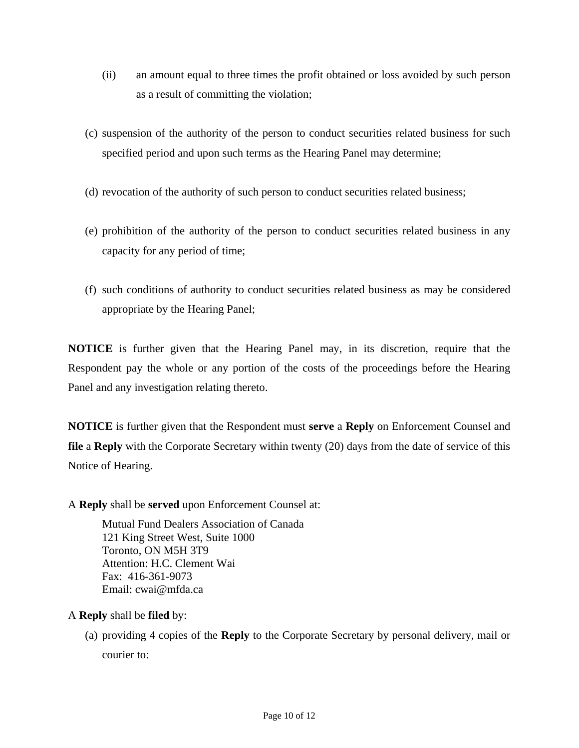(ii) an amount equal to three times the profit obtained or loss avoided by such person as a result of committing the violation;

(c) suspension of the authority of the person to conduct securities related business for such specified period and upon such terms as the Hearing Panel may determine;

(d) revocation of the authority of such person to conduct securities related business;

(e) prohibition of the authority of the person to conduct securities related business in any capacity for any period of time;

(f) such conditions of authority to conduct securities related business as may be considered appropriate by the Hearing Panel;

**NOTICE** is further given that the Hearing Panel may, in its discretion, require that the Respondent pay the whole or any portion of the costs of the proceedings before the Hearing Panel and any investigation relating thereto.

**NOTICE** is further given that the Respondent must **serve** a **Reply** on Enforcement Counsel and **file** a **Reply** with the Corporate Secretary within twenty (20) days from the date of service of this Notice of Hearing.

A **Reply** shall be **served** upon Enforcement Counsel at:

> Mutual Fund Dealers Association of Canada
> 121 King Street West, Suite 1000
> Toronto, ON M5H 3T9
> Attention: H.C. Clement Wai
> Fax: 416-361-9073
> Email: cwai@mfda.ca

A **Reply** shall be **filed** by:

(a) providing 4 copies of the **Reply** to the Corporate Secretary by personal delivery, mail or courier to: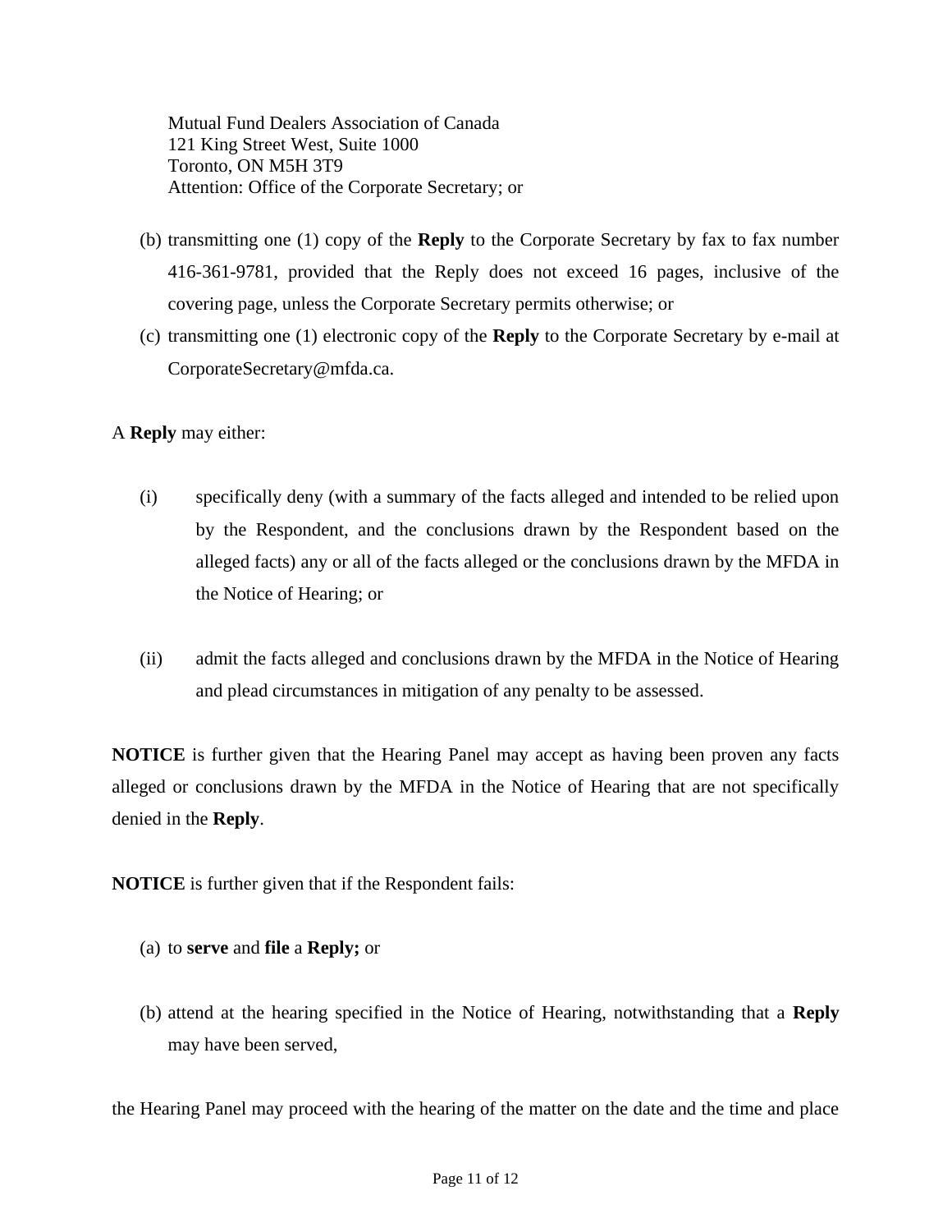Mutual Fund Dealers Association of Canada
121 King Street West, Suite 1000
Toronto, ON M5H 3T9
Attention: Office of the Corporate Secretary; or

(b) transmitting one (1) copy of the **Reply** to the Corporate Secretary by fax to fax number 416-361-9781, provided that the Reply does not exceed 16 pages, inclusive of the covering page, unless the Corporate Secretary permits otherwise; or

(c) transmitting one (1) electronic copy of the **Reply** to the Corporate Secretary by e-mail at CorporateSecretary@mfda.ca.

A **Reply** may either:

(i) specifically deny (with a summary of the facts alleged and intended to be relied upon by the Respondent, and the conclusions drawn by the Respondent based on the alleged facts) any or all of the facts alleged or the conclusions drawn by the MFDA in the Notice of Hearing; or

(ii) admit the facts alleged and conclusions drawn by the MFDA in the Notice of Hearing and plead circumstances in mitigation of any penalty to be assessed.

**NOTICE** is further given that the Hearing Panel may accept as having been proven any facts alleged or conclusions drawn by the MFDA in the Notice of Hearing that are not specifically denied in the **Reply**.

**NOTICE** is further given that if the Respondent fails:

(a) to **serve** and **file** a **Reply;** or

(b) attend at the hearing specified in the Notice of Hearing, notwithstanding that a **Reply** may have been served,

the Hearing Panel may proceed with the hearing of the matter on the date and the time and place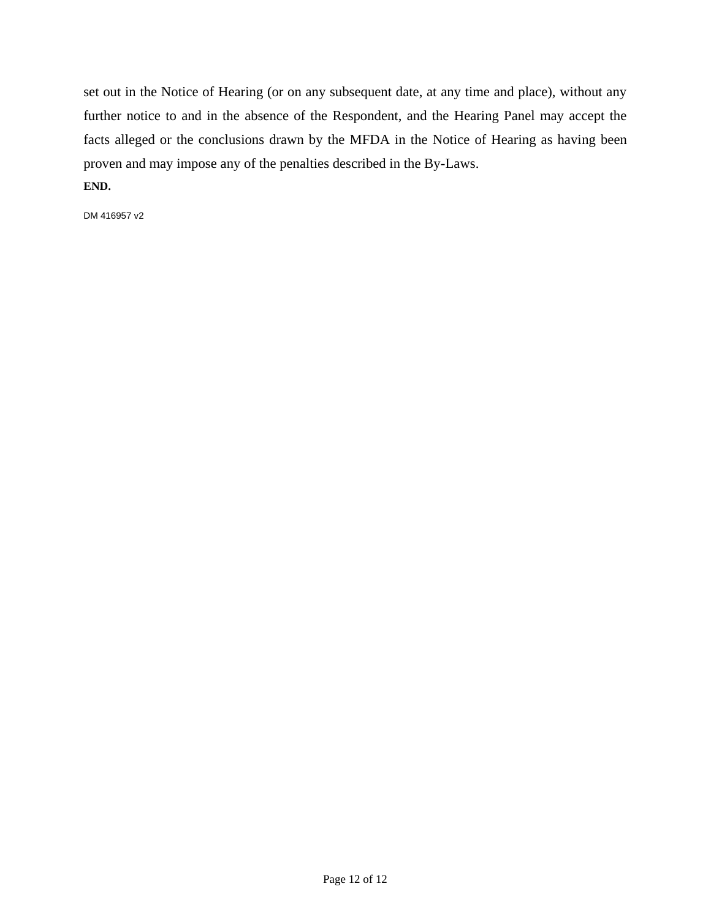set out in the Notice of Hearing (or on any subsequent date, at any time and place), without any further notice to and in the absence of the Respondent, and the Hearing Panel may accept the facts alleged or the conclusions drawn by the MFDA in the Notice of Hearing as having been proven and may impose any of the penalties described in the By-Laws.

**END.**

DM 416957 v2